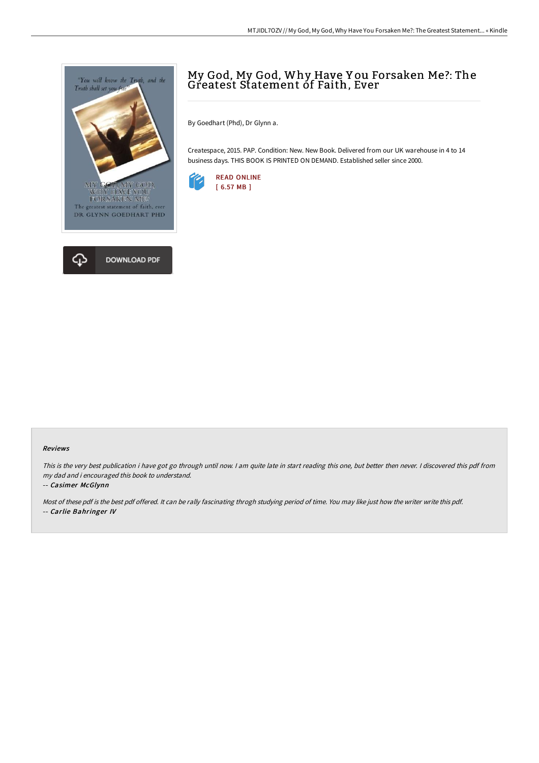# My God, My God, Why Have You Forsaken Me?: The Greatest Statement of Faith, Ever

By Goedhart (Phd), Dr Glynn a.

Createspace, 2015. PAP. Condition: New. New Book. Delivered from our UK warehouse in 4 to 14 business days. THIS BOOK IS PRINTED ON DEMAND. Established seller since 2000.

READ ONLINE
[ 6.57 MB ]

DOWNLOAD PDF

### Reviews

*This is the very best publication i have got go through until now. I am quite late in start reading this one, but better then never. I discovered this pdf from my dad and i encouraged this book to understand.*

-- *Casimer McGlynn*

*Most of these pdf is the best pdf offered. It can be rally fascinating throgh studying period of time. You may like just how the writer write this pdf.*

-- *Carlie Bahringer IV*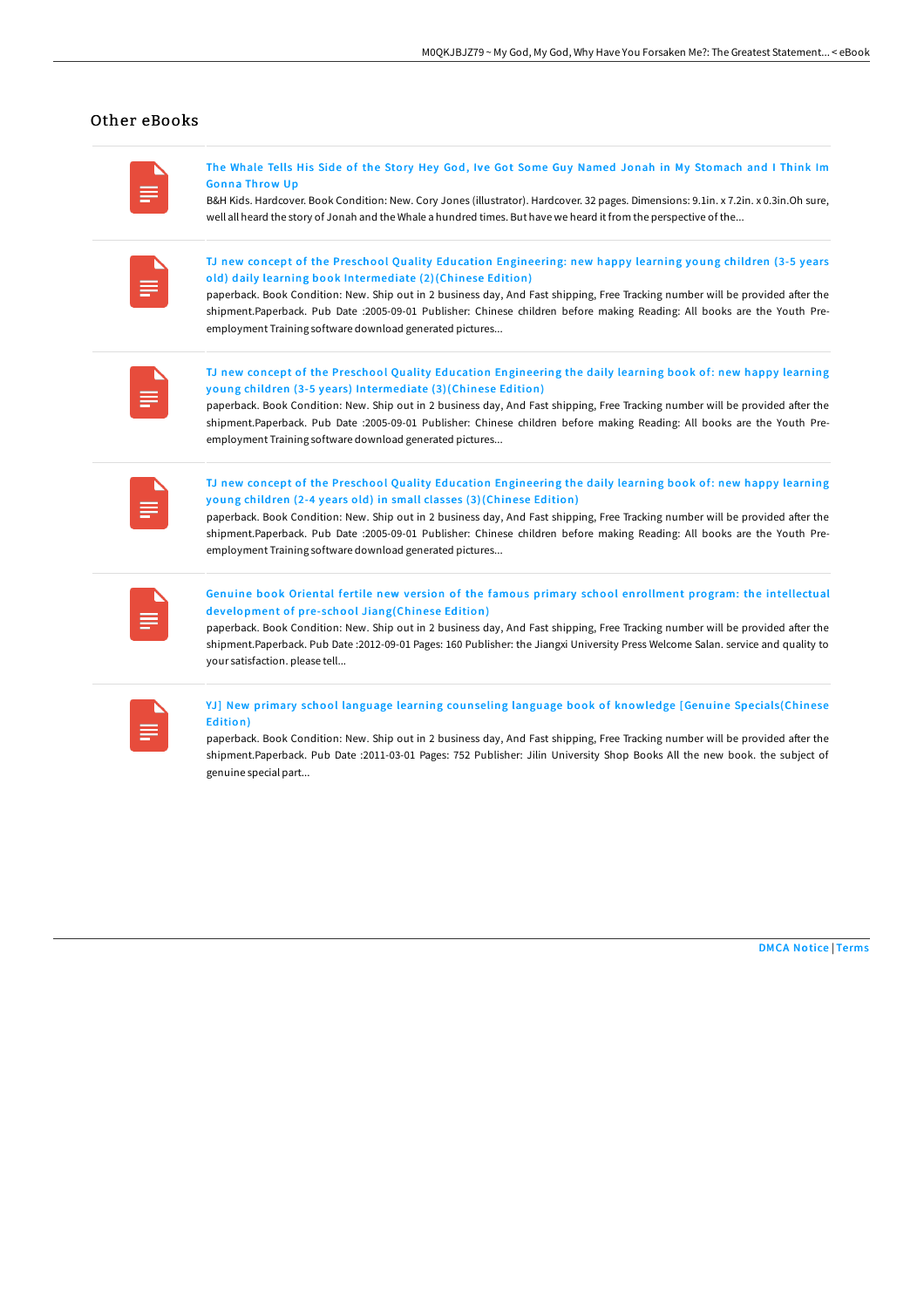## Other eBooks

**The Whale Tells His Side of the Story Hey God, Ive Got Some Guy Named Jonah in My Stomach and I Think Im Gonna Throw Up**

B&H Kids. Hardcover. Book Condition: New. Cory Jones (illustrator). Hardcover. 32 pages. Dimensions: 9.1in. x 7.2in. x 0.3in.Oh sure, well all heard the story of Jonah and the Whale a hundred times. But have we heard it from the perspective of the...

**TJ new concept of the Preschool Quality Education Engineering: new happy learning young children (3-5 years old) daily learning book Intermediate (2)(Chinese Edition)**

paperback. Book Condition: New. Ship out in 2 business day, And Fast shipping, Free Tracking number will be provided after the shipment.Paperback. Pub Date :2005-09-01 Publisher: Chinese children before making Reading: All books are the Youth Pre-employment Training software download generated pictures...

**TJ new concept of the Preschool Quality Education Engineering the daily learning book of: new happy learning young children (3-5 years) Intermediate (3)(Chinese Edition)**

paperback. Book Condition: New. Ship out in 2 business day, And Fast shipping, Free Tracking number will be provided after the shipment.Paperback. Pub Date :2005-09-01 Publisher: Chinese children before making Reading: All books are the Youth Pre-employment Training software download generated pictures...

**TJ new concept of the Preschool Quality Education Engineering the daily learning book of: new happy learning young children (2-4 years old) in small classes (3)(Chinese Edition)**

paperback. Book Condition: New. Ship out in 2 business day, And Fast shipping, Free Tracking number will be provided after the shipment.Paperback. Pub Date :2005-09-01 Publisher: Chinese children before making Reading: All books are the Youth Pre-employment Training software download generated pictures...

**Genuine book Oriental fertile new version of the famous primary school enrollment program: the intellectual development of pre-school Jiang(Chinese Edition)**

paperback. Book Condition: New. Ship out in 2 business day, And Fast shipping, Free Tracking number will be provided after the shipment.Paperback. Pub Date :2012-09-01 Pages: 160 Publisher: the Jiangxi University Press Welcome Salan. service and quality to your satisfaction. please tell...

**YJ] New primary school language learning counseling language book of knowledge [Genuine Specials(Chinese Edition)**

paperback. Book Condition: New. Ship out in 2 business day, And Fast shipping, Free Tracking number will be provided after the shipment.Paperback. Pub Date :2011-03-01 Pages: 752 Publisher: Jilin University Shop Books All the new book. the subject of genuine special part...